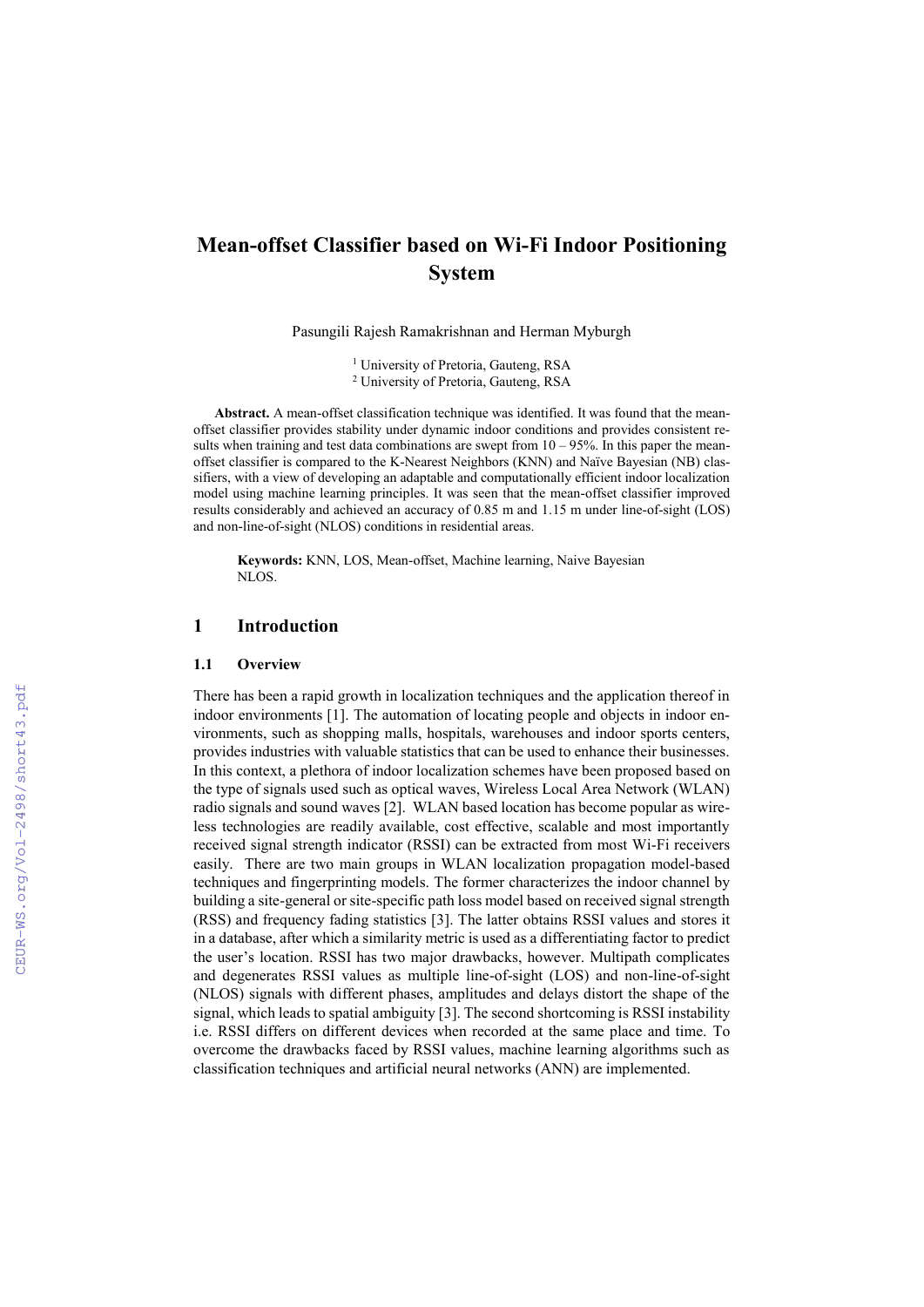# Mean-offset Classifier based on Wi-Fi Indoor Positioning System

Pasungili Rajesh Ramakrishnan and Herman Myburgh

[1] University of Pretoria, Gauteng, RSA
[2] University of Pretoria, Gauteng, RSA

**Abstract.** A mean-offset classification technique was identified. It was found that the mean-offset classifier provides stability under dynamic indoor conditions and provides consistent results when training and test data combinations are swept from 10 – 95%. In this paper the mean-offset classifier is compared to the K-Nearest Neighbors (KNN) and Naïve Bayesian (NB) classifiers, with a view of developing an adaptable and computationally efficient indoor localization model using machine learning principles. It was seen that the mean-offset classifier improved results considerably and achieved an accuracy of 0.85 m and 1.15 m under line-of-sight (LOS) and non-line-of-sight (NLOS) conditions in residential areas.

**Keywords:** KNN, LOS, Mean-offset, Machine learning, Naive Bayesian NLOS.

## 1 Introduction

### 1.1 Overview

There has been a rapid growth in localization techniques and the application thereof in indoor environments [1]. The automation of locating people and objects in indoor environments, such as shopping malls, hospitals, warehouses and indoor sports centers, provides industries with valuable statistics that can be used to enhance their businesses. In this context, a plethora of indoor localization schemes have been proposed based on the type of signals used such as optical waves, Wireless Local Area Network (WLAN) radio signals and sound waves [2]. WLAN based location has become popular as wireless technologies are readily available, cost effective, scalable and most importantly received signal strength indicator (RSSI) can be extracted from most Wi-Fi receivers easily. There are two main groups in WLAN localization propagation model-based techniques and fingerprinting models. The former characterizes the indoor channel by building a site-general or site-specific path loss model based on received signal strength (RSS) and frequency fading statistics [3]. The latter obtains RSSI values and stores it in a database, after which a similarity metric is used as a differentiating factor to predict the user's location. RSSI has two major drawbacks, however. Multipath complicates and degenerates RSSI values as multiple line-of-sight (LOS) and non-line-of-sight (NLOS) signals with different phases, amplitudes and delays distort the shape of the signal, which leads to spatial ambiguity [3]. The second shortcoming is RSSI instability i.e. RSSI differs on different devices when recorded at the same place and time. To overcome the drawbacks faced by RSSI values, machine learning algorithms such as classification techniques and artificial neural networks (ANN) are implemented.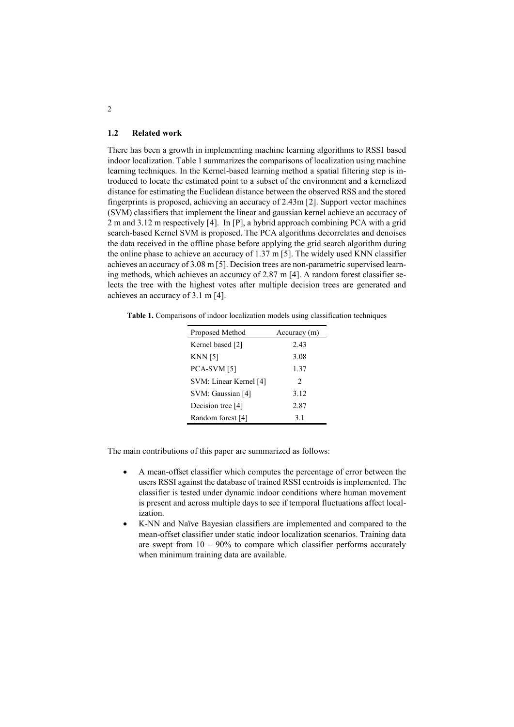### 1.2 Related work

There has been a growth in implementing machine learning algorithms to RSSI based indoor localization. Table 1 summarizes the comparisons of localization using machine learning techniques. In the Kernel-based learning method a spatial filtering step is introduced to locate the estimated point to a subset of the environment and a kernelized distance for estimating the Euclidean distance between the observed RSS and the stored fingerprints is proposed, achieving an accuracy of 2.43m [2]. Support vector machines (SVM) classifiers that implement the linear and gaussian kernel achieve an accuracy of 2 m and 3.12 m respectively [4]. In [P], a hybrid approach combining PCA with a grid search-based Kernel SVM is proposed. The PCA algorithms decorrelates and denoises the data received in the offline phase before applying the grid search algorithm during the online phase to achieve an accuracy of 1.37 m [5]. The widely used KNN classifier achieves an accuracy of 3.08 m [5]. Decision trees are non-parametric supervised learning methods, which achieves an accuracy of 2.87 m [4]. A random forest classifier selects the tree with the highest votes after multiple decision trees are generated and achieves an accuracy of 3.1 m [4].

**Table 1.** Comparisons of indoor localization models using classification techniques

| Proposed Method | Accuracy (m) |
|---|---|
| Kernel based [2] | 2.43 |
| KNN [5] | 3.08 |
| PCA-SVM [5] | 1.37 |
| SVM: Linear Kernel [4] | 2 |
| SVM: Gaussian [4] | 3.12 |
| Decision tree [4] | 2.87 |
| Random forest [4] | 3.1 |

The main contributions of this paper are summarized as follows:

- A mean-offset classifier which computes the percentage of error between the users RSSI against the database of trained RSSI centroids is implemented. The classifier is tested under dynamic indoor conditions where human movement is present and across multiple days to see if temporal fluctuations affect localization.
- K-NN and Naïve Bayesian classifiers are implemented and compared to the mean-offset classifier under static indoor localization scenarios. Training data are swept from 10 – 90% to compare which classifier performs accurately when minimum training data are available.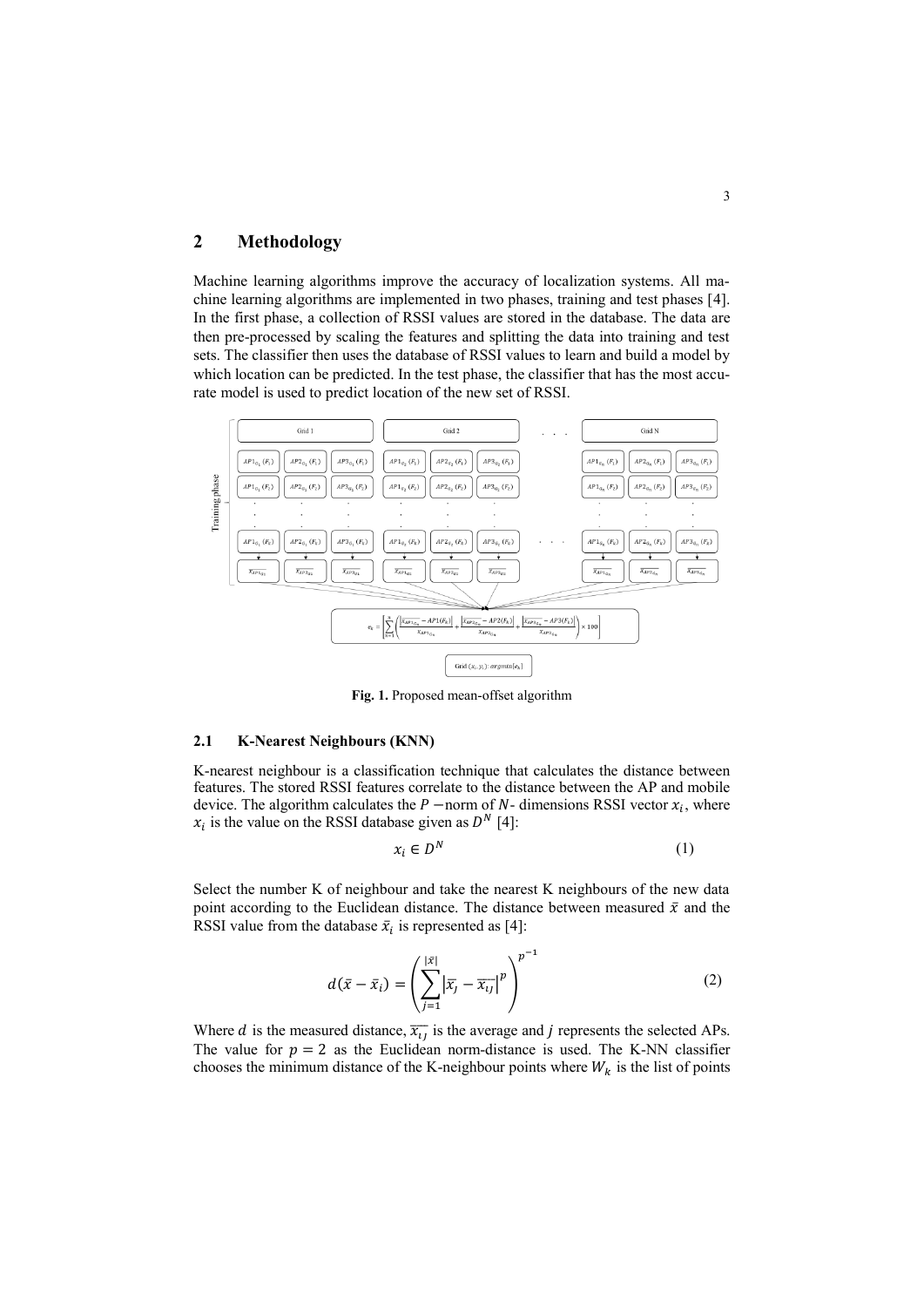## 2 Methodology

Machine learning algorithms improve the accuracy of localization systems. All machine learning algorithms are implemented in two phases, training and test phases [4]. In the first phase, a collection of RSSI values are stored in the database. The data are then pre-processed by scaling the features and splitting the data into training and test sets. The classifier then uses the database of RSSI values to learn and build a model by which location can be predicted. In the test phase, the classifier that has the most accurate model is used to predict location of the new set of RSSI.

**Fig. 1.** Proposed mean-offset algorithm

### 2.1 K-Nearest Neighbours (KNN)

K-nearest neighbour is a classification technique that calculates the distance between features. The stored RSSI features correlate to the distance between the AP and mobile device. The algorithm calculates the $P-$norm of $N$- dimensions RSSI vector $x_i$, where $x_i$ is the value on the RSSI database given as $D^N$ [4]:

$$x_i \in D^N \tag{1}$$

Select the number K of neighbour and take the nearest K neighbours of the new data point according to the Euclidean distance. The distance between measured $\bar{x}$ and the RSSI value from the database $\bar{x}_i$ is represented as [4]:

$$d(\bar{x} - \bar{x}_i) = \left( \sum_{j=1}^{|\bar{x}|} \left| \overline{x_j} - \overline{x_{ij}} \right|^p \right)^{p^{-1}} \tag{2}$$

Where $d$ is the measured distance, $\overline{x_{ij}}$ is the average and $j$ represents the selected APs. The value for $p = 2$ as the Euclidean norm-distance is used. The K-NN classifier chooses the minimum distance of the K-neighbour points where $W_k$ is the list of points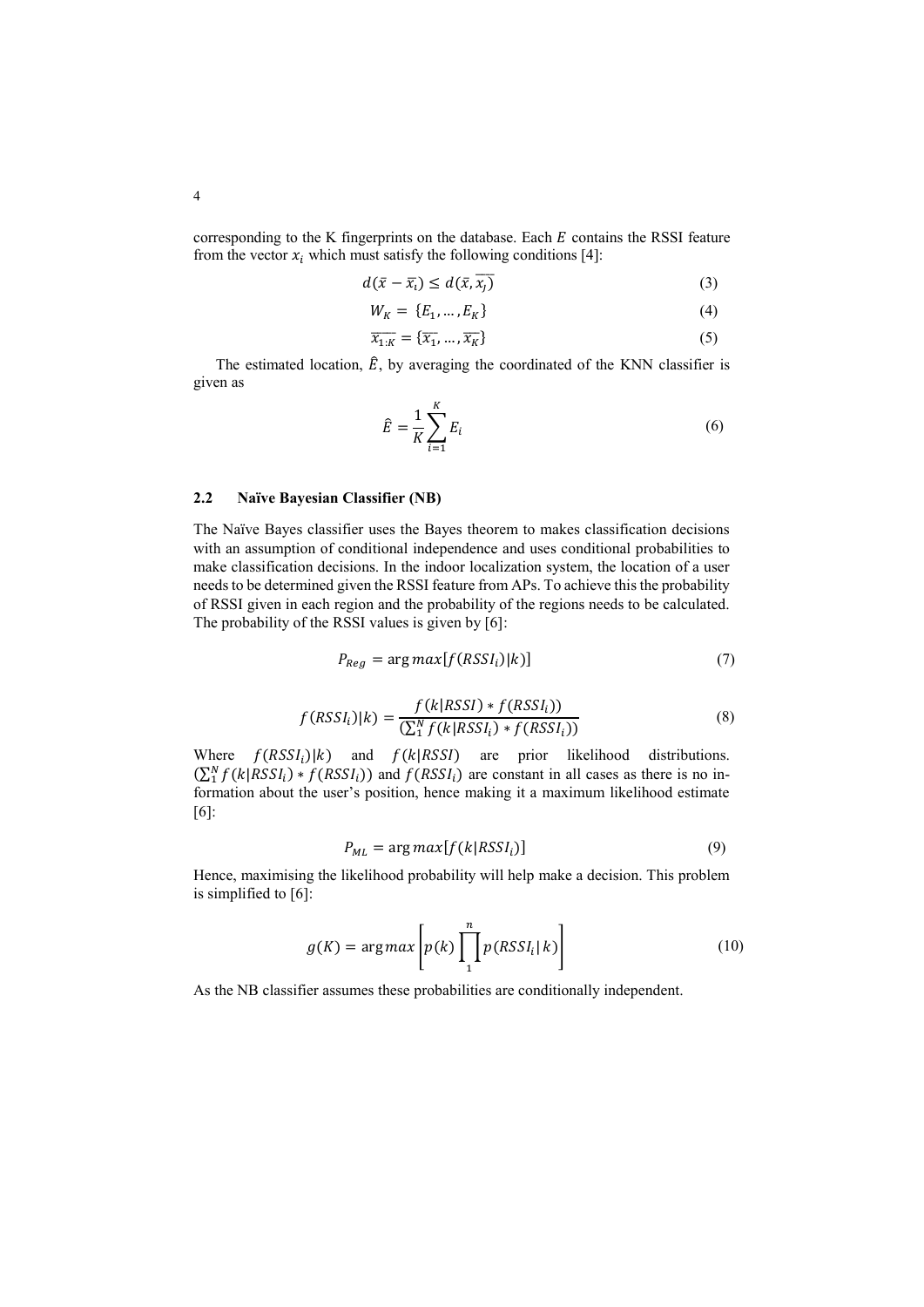corresponding to the K fingerprints on the database. Each $E$ contains the RSSI feature from the vector $x_i$ which must satisfy the following conditions [4]:

$$d(\bar{x} - \bar{x_i}) \leq d(\bar{x}, \overline{x_j}) \quad (3)$$

$$W_K = \{E_1, \ldots, E_K\} \quad (4)$$

$$\overline{x_{1:K}} = \{\overline{x_1}, \ldots, \overline{x_K}\} \quad (5)$$

The estimated location, $\hat{E}$, by averaging the coordinated of the KNN classifier is given as

$$\hat{E} = \frac{1}{K}\sum_{i=1}^{K} E_i \quad (6)$$

### 2.2 Naïve Bayesian Classifier (NB)

The Naïve Bayes classifier uses the Bayes theorem to makes classification decisions with an assumption of conditional independence and uses conditional probabilities to make classification decisions. In the indoor localization system, the location of a user needs to be determined given the RSSI feature from APs. To achieve this the probability of RSSI given in each region and the probability of the regions needs to be calculated. The probability of the RSSI values is given by [6]:

$$P_{Reg} = \arg max[f(RSSI_i)|k)] \quad (7)$$

$$f(RSSI_i)|k) = \frac{f(k|RSSI) * f(RSSI_i))}{(\sum_1^N f(k|RSSI_i) * f(RSSI_i))} \quad (8)$$

Where $f(RSSI_i)|k)$ and $f(k|RSSI)$ are prior likelihood distributions. $(\sum_1^N f(k|RSSI_i) * f(RSSI_i))$ and $f(RSSI_i)$ are constant in all cases as there is no information about the user's position, hence making it a maximum likelihood estimate [6]:

$$P_{ML} = \arg max[f(k|RSSI_i)] \quad (9)$$

Hence, maximising the likelihood probability will help make a decision. This problem is simplified to [6]:

$$g(K) = \arg max\left[p(k)\prod_1^n p(RSSI_i|\, k)\right] \quad (10)$$

As the NB classifier assumes these probabilities are conditionally independent.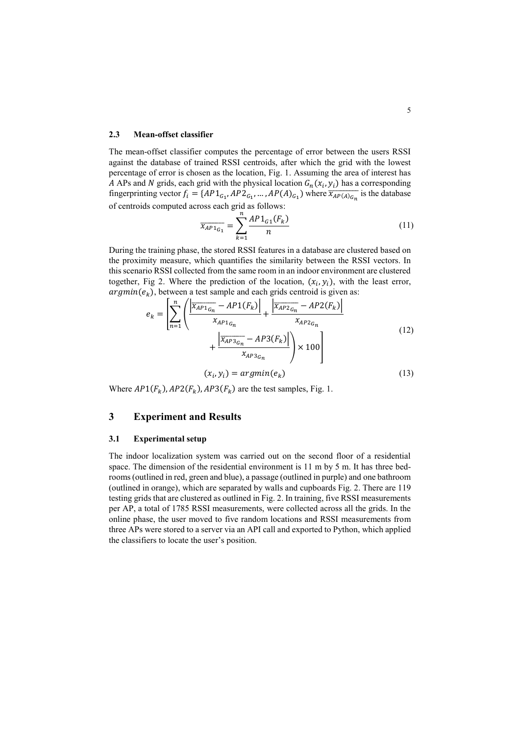### 2.3 Mean-offset classifier

The mean-offset classifier computes the percentage of error between the users RSSI against the database of trained RSSI centroids, after which the grid with the lowest percentage of error is chosen as the location, Fig. 1. Assuming the area of interest has $A$ APs and $N$ grids, each grid with the physical location $G_n(x_i, y_i)$ has a corresponding fingerprinting vector $f_i = \{AP1_{G_1}, AP2_{G_1}, \dots, AP(A)_{G_1}\}$ where $\overline{x_{AP(A)_{G_n}}}$ is the database of centroids computed across each grid as follows:

$$\overline{x_{AP1_{G_1}}} = \sum_{k=1}^{n} \frac{AP1_{G1}(F_k)}{n} \tag{11}$$

During the training phase, the stored RSSI features in a database are clustered based on the proximity measure, which quantifies the similarity between the RSSI vectors. In this scenario RSSI collected from the same room in an indoor environment are clustered together, Fig 2. Where the prediction of the location, $(x_i, y_i)$, with the least error, $argmin(e_k)$, between a test sample and each grids centroid is given as:

$$e_k = \left[ \sum_{n=1}^{n} \left( \frac{\left| \overline{x_{AP1_{G_n}}} - AP1(F_k) \right|}{x_{AP1_{G_n}}} + \frac{\left| \overline{x_{AP2_{G_n}}} - AP2(F_k) \right|}{x_{AP2_{G_n}}} + \frac{\left| \overline{x_{AP3_{G_n}}} - AP3(F_k) \right|}{x_{AP3_{G_n}}} \right) \times 100 \right] \tag{12}$$

$$(x_i, y_i) = argmin(e_k) \tag{13}$$

Where $AP1(F_k), AP2(F_k), AP3(F_k)$ are the test samples, Fig. 1.

## 3 Experiment and Results

### 3.1 Experimental setup

The indoor localization system was carried out on the second floor of a residential space. The dimension of the residential environment is 11 m by 5 m. It has three bedrooms (outlined in red, green and blue), a passage (outlined in purple) and one bathroom (outlined in orange), which are separated by walls and cupboards Fig. 2. There are 119 testing grids that are clustered as outlined in Fig. 2. In training, five RSSI measurements per AP, a total of 1785 RSSI measurements, were collected across all the grids. In the online phase, the user moved to five random locations and RSSI measurements from three APs were stored to a server via an API call and exported to Python, which applied the classifiers to locate the user's position.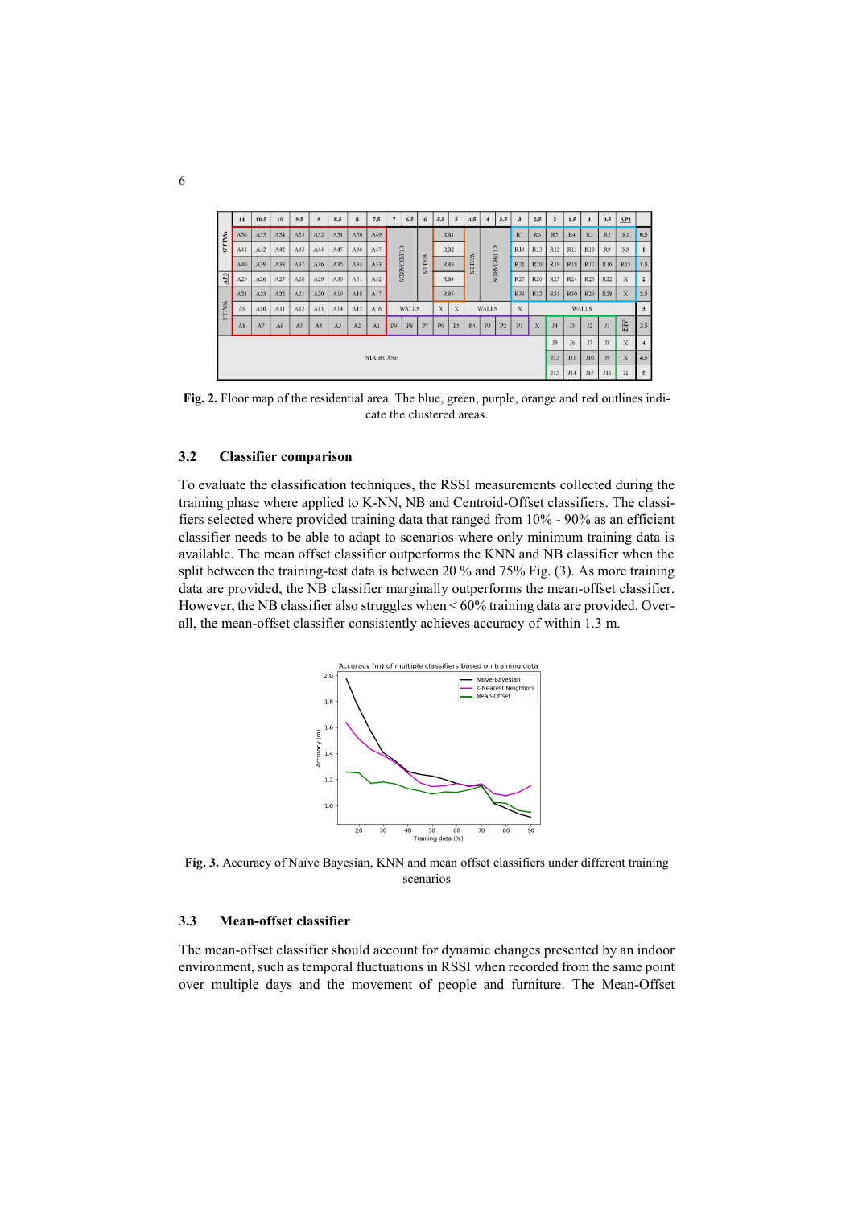**Fig. 2.** Floor map of the residential area. The blue, green, purple, orange and red outlines indicate the clustered areas.

### 3.2 Classifier comparison

To evaluate the classification techniques, the RSSI measurements collected during the training phase where applied to K-NN, NB and Centroid-Offset classifiers. The classifiers selected where provided training data that ranged from 10% - 90% as an efficient classifier needs to be able to adapt to scenarios where only minimum training data is available. The mean offset classifier outperforms the KNN and NB classifier when the split between the training-test data is between 20 % and 75% Fig. (3). As more training data are provided, the NB classifier marginally outperforms the mean-offset classifier. However, the NB classifier also struggles when < 60% training data are provided. Overall, the mean-offset classifier consistently achieves accuracy of within 1.3 m.

**Fig. 3.** Accuracy of Naïve Bayesian, KNN and mean offset classifiers under different training scenarios

### 3.3 Mean-offset classifier

The mean-offset classifier should account for dynamic changes presented by an indoor environment, such as temporal fluctuations in RSSI when recorded from the same point over multiple days and the movement of people and furniture. The Mean-Offset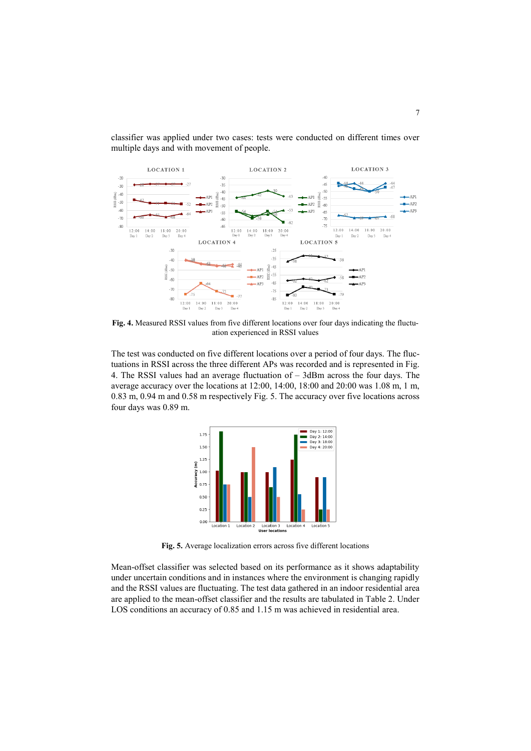classifier was applied under two cases: tests were conducted on different times over multiple days and with movement of people.

**Fig. 4.** Measured RSSI values from five different locations over four days indicating the fluctuation experienced in RSSI values

The test was conducted on five different locations over a period of four days. The fluctuations in RSSI across the three different APs was recorded and is represented in Fig. 4. The RSSI values had an average fluctuation of – 3dBm across the four days. The average accuracy over the locations at 12:00, 14:00, 18:00 and 20:00 was 1.08 m, 1 m, 0.83 m, 0.94 m and 0.58 m respectively Fig. 5. The accuracy over five locations across four days was 0.89 m.

**Fig. 5.** Average localization errors across five different locations

Mean-offset classifier was selected based on its performance as it shows adaptability under uncertain conditions and in instances where the environment is changing rapidly and the RSSI values are fluctuating. The test data gathered in an indoor residential area are applied to the mean-offset classifier and the results are tabulated in Table 2. Under LOS conditions an accuracy of 0.85 and 1.15 m was achieved in residential area.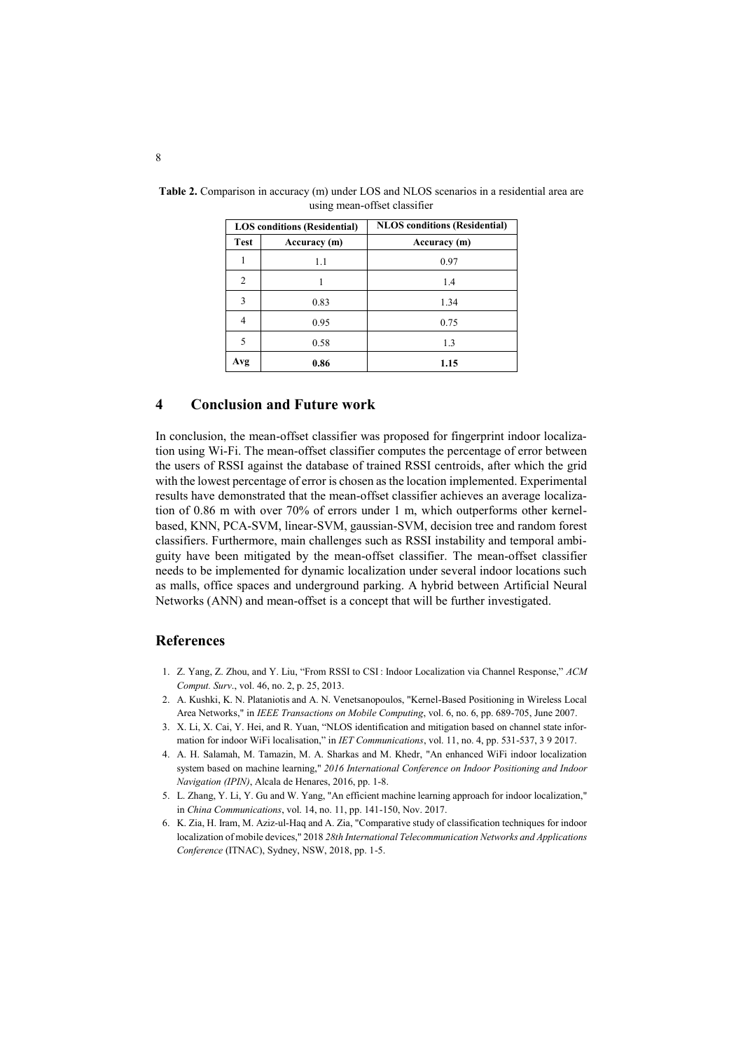**Table 2.** Comparison in accuracy (m) under LOS and NLOS scenarios in a residential area are using mean-offset classifier

| LOS conditions (Residential) | | NLOS conditions (Residential) |
|---|---|---|
| **Test** | **Accuracy (m)** | **Accuracy (m)** |
| 1 | 1.1 | 0.97 |
| 2 | 1 | 1.4 |
| 3 | 0.83 | 1.34 |
| 4 | 0.95 | 0.75 |
| 5 | 0.58 | 1.3 |
| **Avg** | **0.86** | **1.15** |

# 4 Conclusion and Future work

In conclusion, the mean-offset classifier was proposed for fingerprint indoor localization using Wi-Fi. The mean-offset classifier computes the percentage of error between the users of RSSI against the database of trained RSSI centroids, after which the grid with the lowest percentage of error is chosen as the location implemented. Experimental results have demonstrated that the mean-offset classifier achieves an average localization of 0.86 m with over 70% of errors under 1 m, which outperforms other kernel-based, KNN, PCA-SVM, linear-SVM, gaussian-SVM, decision tree and random forest classifiers. Furthermore, main challenges such as RSSI instability and temporal ambiguity have been mitigated by the mean-offset classifier. The mean-offset classifier needs to be implemented for dynamic localization under several indoor locations such as malls, office spaces and underground parking. A hybrid between Artificial Neural Networks (ANN) and mean-offset is a concept that will be further investigated.

# References

1. Z. Yang, Z. Zhou, and Y. Liu, "From RSSI to CSI : Indoor Localization via Channel Response," *ACM Comput. Surv.*, vol. 46, no. 2, p. 25, 2013.
2. A. Kushki, K. N. Plataniotis and A. N. Venetsanopoulos, "Kernel-Based Positioning in Wireless Local Area Networks," in *IEEE Transactions on Mobile Computing*, vol. 6, no. 6, pp. 689-705, June 2007.
3. X. Li, X. Cai, Y. Hei, and R. Yuan, "NLOS identification and mitigation based on channel state information for indoor WiFi localisation," in *IET Communications*, vol. 11, no. 4, pp. 531-537, 3 9 2017.
4. A. H. Salamah, M. Tamazin, M. A. Sharkas and M. Khedr, "An enhanced WiFi indoor localization system based on machine learning," *2016 International Conference on Indoor Positioning and Indoor Navigation (IPIN)*, Alcala de Henares, 2016, pp. 1-8.
5. L. Zhang, Y. Li, Y. Gu and W. Yang, "An efficient machine learning approach for indoor localization," in *China Communications*, vol. 14, no. 11, pp. 141-150, Nov. 2017.
6. K. Zia, H. Iram, M. Aziz-ul-Haq and A. Zia, "Comparative study of classification techniques for indoor localization of mobile devices," 2018 *28th International Telecommunication Networks and Applications Conference* (ITNAC), Sydney, NSW, 2018, pp. 1-5.